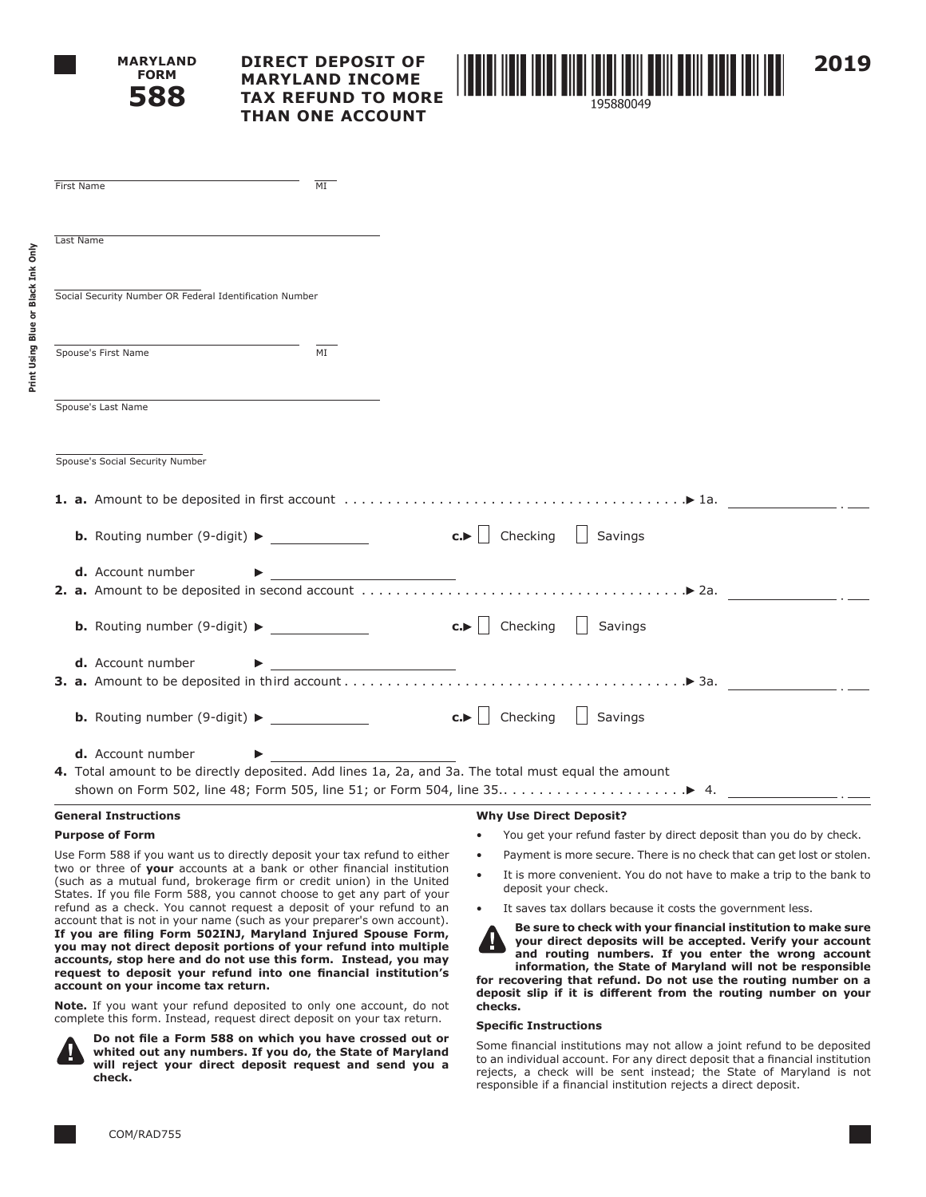# MARYLAND FORM 588

## DIRECT DEPOSIT OF MARYLAND INCOME TAX REFUND TO MORE THAN ONE ACCOUNT

195880049

2019

Print Using Blue or Black Ink Only

First Name ______________________ MI ____

Last Name ______________________

Social Security Number OR Federal Identification Number ______________________

Spouse's First Name ______________________ MI ____

Spouse's Last Name ______________________

Spouse's Social Security Number ______________________

**1. a.** Amount to be deposited in first account . . . . . . . . . . . . . . . . . . . . . . . . . . . . . . . . . . . . . . . ▶ 1a. ____________ . ___

**b.** Routing number (9-digit) ▶ ____________ **c.**▶ ☐ Checking ☐ Savings

**d.** Account number ▶ ______________________

**2. a.** Amount to be deposited in second account . . . . . . . . . . . . . . . . . . . . . . . . . . . . . . . . . . . . ▶ 2a. ____________ . ___

**b.** Routing number (9-digit) ▶ ____________ **c.**▶ ☐ Checking ☐ Savings

**d.** Account number ▶ ______________________

**3. a.** Amount to be deposited in third account . . . . . . . . . . . . . . . . . . . . . . . . . . . . . . . . . . . . . . ▶ 3a. ____________ . ___

**b.** Routing number (9-digit) ▶ ____________ **c.**▶ ☐ Checking ☐ Savings

**d.** Account number ▶ ______________________

**4.** Total amount to be directly deposited. Add lines 1a, 2a, and 3a. The total must equal the amount shown on Form 502, line 48; Form 505, line 51; or Form 504, line 35. . . . . . . . . . . . . . . . . . . . . . ▶ 4. ____________ . ___

### General Instructions

**Purpose of Form**

Use Form 588 if you want us to directly deposit your tax refund to either two or three of **your** accounts at a bank or other financial institution (such as a mutual fund, brokerage firm or credit union) in the United States. If you file Form 588, you cannot choose to get any part of your refund as a check. You cannot request a deposit of your refund to an account that is not in your name (such as your preparer's own account). **If you are filing Form 502INJ, Maryland Injured Spouse Form, you may not direct deposit portions of your refund into multiple accounts, stop here and do not use this form. Instead, you may request to deposit your refund into one financial institution's account on your income tax return.**

**Note.** If you want your refund deposited to only one account, do not complete this form. Instead, request direct deposit on your tax return.

**Do not file a Form 588 on which you have crossed out or whited out any numbers. If you do, the State of Maryland will reject your direct deposit request and send you a check.**

### Why Use Direct Deposit?

- You get your refund faster by direct deposit than you do by check.
- Payment is more secure. There is no check that can get lost or stolen.
- It is more convenient. You do not have to make a trip to the bank to deposit your check.
- It saves tax dollars because it costs the government less.

**Be sure to check with your financial institution to make sure your direct deposits will be accepted. Verify your account and routing numbers. If you enter the wrong account information, the State of Maryland will not be responsible for recovering that refund. Do not use the routing number on a deposit slip if it is different from the routing number on your checks.**

### Specific Instructions

Some financial institutions may not allow a joint refund to be deposited to an individual account. For any direct deposit that a financial institution rejects, a check will be sent instead; the State of Maryland is not responsible if a financial institution rejects a direct deposit.

COM/RAD755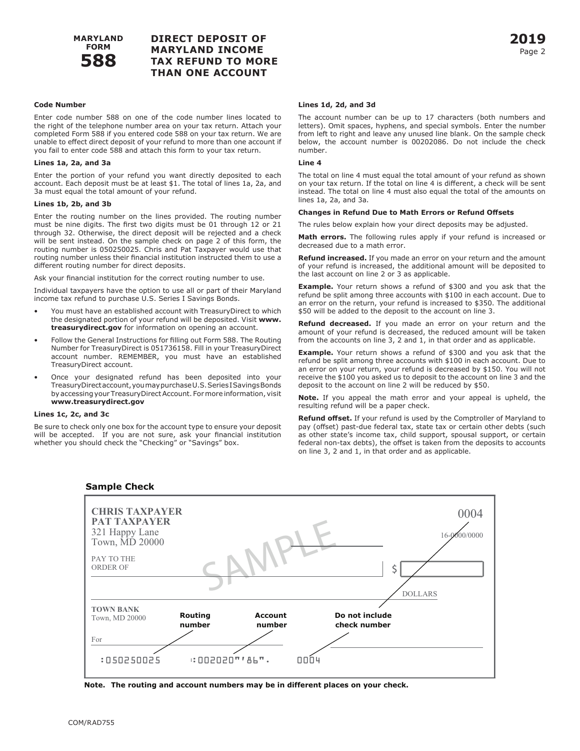**MARYLAND FORM 588**

# DIRECT DEPOSIT OF MARYLAND INCOME TAX REFUND TO MORE THAN ONE ACCOUNT

**2019**

### Code Number

Enter code number 588 on one of the code number lines located to the right of the telephone number area on your tax return. Attach your completed Form 588 if you entered code 588 on your tax return. We are unable to effect direct deposit of your refund to more than one account if you fail to enter code 588 and attach this form to your tax return.

### Lines 1a, 2a, and 3a

Enter the portion of your refund you want directly deposited to each account. Each deposit must be at least $1. The total of lines 1a, 2a, and 3a must equal the total amount of your refund.

### Lines 1b, 2b, and 3b

Enter the routing number on the lines provided. The routing number must be nine digits. The first two digits must be 01 through 12 or 21 through 32. Otherwise, the direct deposit will be rejected and a check will be sent instead. On the sample check on page 2 of this form, the routing number is 050250025. Chris and Pat Taxpayer would use that routing number unless their financial institution instructed them to use a different routing number for direct deposits.

Ask your financial institution for the correct routing number to use.

Individual taxpayers have the option to use all or part of their Maryland income tax refund to purchase U.S. Series I Savings Bonds.

- You must have an established account with TreasuryDirect to which the designated portion of your refund will be deposited. Visit **www.treasurydirect.gov** for information on opening an account.
- Follow the General Instructions for filling out Form 588. The Routing Number for TreasuryDirect is 051736158. Fill in your TreasuryDirect account number. REMEMBER, you must have an established TreasuryDirect account.
- Once your designated refund has been deposited into your TreasuryDirect account, you may purchase U.S. Series I Savings Bonds by accessing your TreasuryDirect Account. For more information, visit **www.treasurydirect.gov**

### Lines 1c, 2c, and 3c

Be sure to check only one box for the account type to ensure your deposit will be accepted. If you are not sure, ask your financial institution whether you should check the "Checking" or "Savings" box.

### Lines 1d, 2d, and 3d

The account number can be up to 17 characters (both numbers and letters). Omit spaces, hyphens, and special symbols. Enter the number from left to right and leave any unused line blank. On the sample check below, the account number is 00202086. Do not include the check number.

### Line 4

The total on line 4 must equal the total amount of your refund as shown on your tax return. If the total on line 4 is different, a check will be sent instead. The total on line 4 must also equal the total of the amounts on lines 1a, 2a, and 3a.

### Changes in Refund Due to Math Errors or Refund Offsets

The rules below explain how your direct deposits may be adjusted.

**Math errors.** The following rules apply if your refund is increased or decreased due to a math error.

**Refund increased.** If you made an error on your return and the amount of your refund is increased, the additional amount will be deposited to the last account on line 2 or 3 as applicable.

**Example.** Your return shows a refund of $300 and you ask that the refund be split among three accounts with $100 in each account. Due to an error on the return, your refund is increased to $350. The additional $50 will be added to the deposit to the account on line 3.

**Refund decreased.** If you made an error on your return and the amount of your refund is decreased, the reduced amount will be taken from the accounts on line 3, 2 and 1, in that order and as applicable.

**Example.** Your return shows a refund of $300 and you ask that the refund be split among three accounts with $100 in each account. Due to an error on your return, your refund is decreased by $150. You will not receive the $100 you asked us to deposit to the account on line 3 and the deposit to the account on line 2 will be reduced by $50.

**Note.** If you appeal the math error and your appeal is upheld, the resulting refund will be a paper check.

**Refund offset.** If your refund is used by the Comptroller of Maryland to pay (offset) past-due federal tax, state tax or certain other debts (such as other state's income tax, child support, spousal support, or certain federal non-tax debts), the offset is taken from the deposits to accounts on line 3, 2 and 1, in that order and as applicable.

### Sample Check

CHRIS TAXPAYER
PAT TAXPAYER
321 Happy Lane
Town, MD 20000

0004

16-0000/0000

SAMPLE

PAY TO THE ORDER OF

$

DOLLARS

TOWN BANK
Town, MD 20000

For

Routing number

Account number

Do not include check number

:050250025 ⑆:002020"'86". 0004

**Note. The routing and account numbers may be in different places on your check.**

COM/RAD755